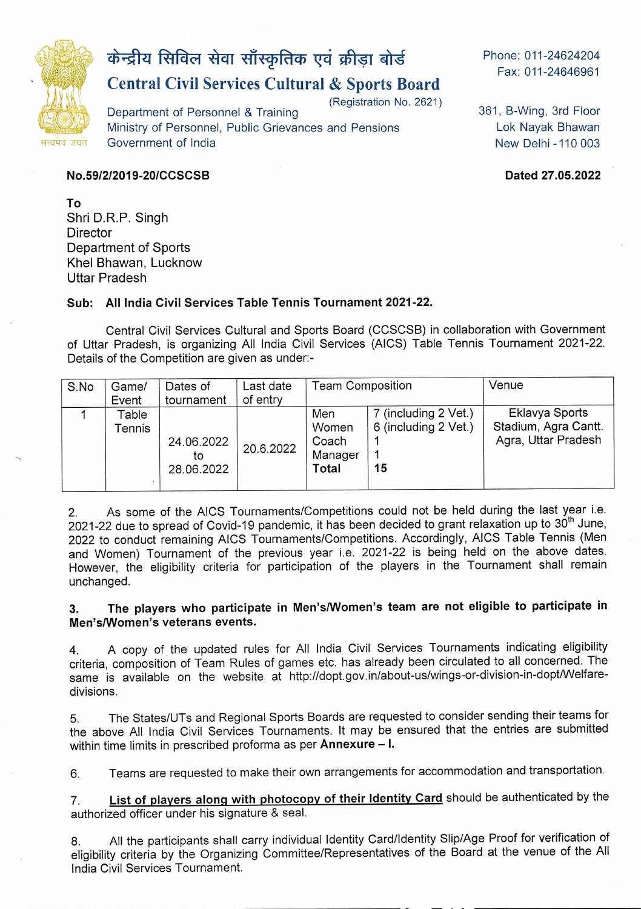केन्द्रीय सिविल सेवा सॉंस्कृतिक एवं क्रीड़ा बोर्ड

# Central Civil Services Cultural & Sports Board

(Registration No. 2621)

Department of Personnel & Training
Ministry of Personnel, Public Grievances and Pensions
Government of India

सत्यमेव जयते

Phone: 011-24624204
Fax: 011-24646961

361, B-Wing, 3rd Floor
Lok Nayak Bhawan
New Delhi - 110 003

**No.59/2/2019-20/CCSCSB** **Dated 27.05.2022**

**To**
Shri D.R.P. Singh
Director
Department of Sports
Khel Bhawan, Lucknow
Uttar Pradesh

**Sub: All India Civil Services Table Tennis Tournament 2021-22.**

Central Civil Services Cultural and Sports Board (CCSCSB) in collaboration with Government of Uttar Pradesh, is organizing All India Civil Services (AICS) Table Tennis Tournament 2021-22. Details of the Competition are given as under:-

| S.No | Game/ Event | Dates of tournament | Last date of entry | Team Composition | | Venue |
|---|---|---|---|---|---|---|
| 1 | Table Tennis | 24.06.2022 to 28.06.2022 | 20.6.2022 | Men<br>Women<br>Coach<br>Manager<br>**Total** | 7 (including 2 Vet.)<br>6 (including 2 Vet.)<br>1<br>1<br>**15** | Eklavya Sports Stadium, Agra Cantt. Agra, Uttar Pradesh |

2. As some of the AICS Tournaments/Competitions could not be held during the last year i.e. 2021-22 due to spread of Covid-19 pandemic, it has been decided to grant relaxation up to 30th June, 2022 to conduct remaining AICS Tournaments/Competitions. Accordingly, AICS Table Tennis (Men and Women) Tournament of the previous year i.e. 2021-22 is being held on the above dates. However, the eligibility criteria for participation of the players in the Tournament shall remain unchanged.

**3. The players who participate in Men's/Women's team are not eligible to participate in Men's/Women's veterans events.**

4. A copy of the updated rules for All India Civil Services Tournaments indicating eligibility criteria, composition of Team Rules of games etc. has already been circulated to all concerned. The same is available on the website at http://dopt.gov.in/about-us/wings-or-division-in-dopt/Welfare-divisions.

5. The States/UTs and Regional Sports Boards are requested to consider sending their teams for the above All India Civil Services Tournaments. It may be ensured that the entries are submitted within time limits in prescribed proforma as per **Annexure – I.**

6. Teams are requested to make their own arrangements for accommodation and transportation.

7. **List of players along with photocopy of their Identity Card** should be authenticated by the authorized officer under his signature & seal.

8. All the participants shall carry individual Identity Card/Identity Slip/Age Proof for verification of eligibility criteria by the Organizing Committee/Representatives of the Board at the venue of the All India Civil Services Tournament.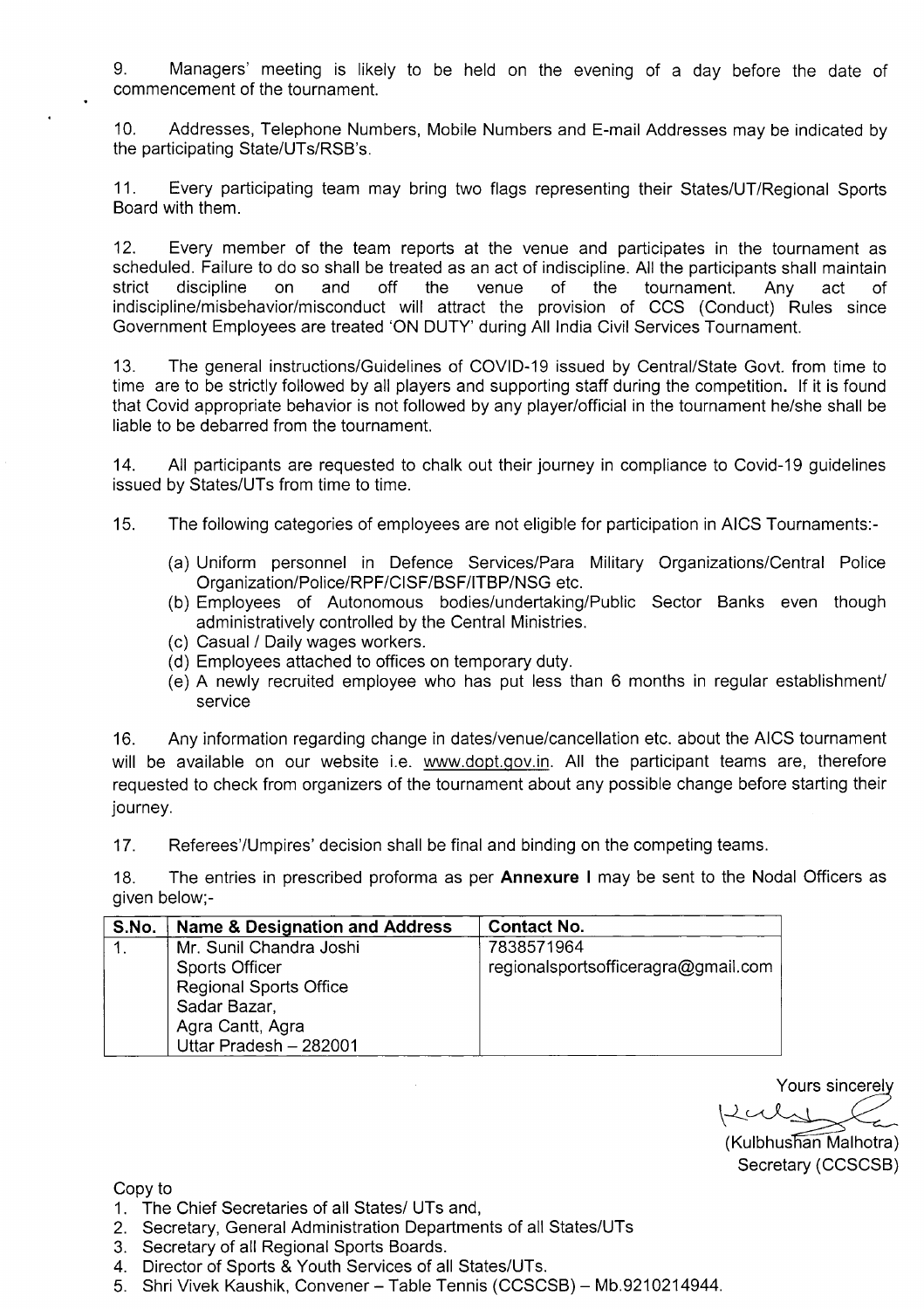9. Managers' meeting is likely to be held on the evening of a day before the date of commencement of the tournament.

10. Addresses, Telephone Numbers, Mobile Numbers and E-mail Addresses may be indicated by the participating State/UTs/RSB's.

11. Every participating team may bring two flags representing their States/UT/Regional Sports Board with them.

12. Every member of the team reports at the venue and participates in the tournament as scheduled. Failure to do so shall be treated as an act of indiscipline. All the participants shall maintain strict discipline on and off the venue of the tournament. Any act of indiscipline/misbehavior/misconduct will attract the provision of CCS (Conduct) Rules since Government Employees are treated 'ON DUTY' during All India Civil Services Tournament.

13. The general instructions/Guidelines of COVID-19 issued by Central/State Govt. from time to time are to be strictly followed by all players and supporting staff during the competition. If it is found that Covid appropriate behavior is not followed by any player/official in the tournament he/she shall be liable to be debarred from the tournament.

14. All participants are requested to chalk out their journey in compliance to Covid-19 guidelines issued by States/UTs from time to time.

15. The following categories of employees are not eligible for participation in AICS Tournaments:-

(a) Uniform personnel in Defence Services/Para Military Organizations/Central Police Organization/Police/RPF/CISF/BSF/ITBP/NSG etc.
(b) Employees of Autonomous bodies/undertaking/Public Sector Banks even though administratively controlled by the Central Ministries.
(c) Casual / Daily wages workers.
(d) Employees attached to offices on temporary duty.
(e) A newly recruited employee who has put less than 6 months in regular establishment/ service

16. Any information regarding change in dates/venue/cancellation etc. about the AICS tournament will be available on our website i.e. www.dopt.gov.in. All the participant teams are, therefore requested to check from organizers of the tournament about any possible change before starting their journey.

17. Referees'/Umpires' decision shall be final and binding on the competing teams.

18. The entries in prescribed proforma as per **Annexure I** may be sent to the Nodal Officers as given below;-

| S.No. | Name & Designation and Address | Contact No. |
|---|---|---|
| 1. | Mr. Sunil Chandra Joshi<br>Sports Officer<br>Regional Sports Office<br>Sadar Bazar,<br>Agra Cantt, Agra<br>Uttar Pradesh – 282001 | 7838571964<br>regionalsportsofficeragra@gmail.com |

Yours sincerely

(Kulbhushan Malhotra)
Secretary (CCSCSB)

Copy to

1. The Chief Secretaries of all States/ UTs and,
2. Secretary, General Administration Departments of all States/UTs
3. Secretary of all Regional Sports Boards.
4. Director of Sports & Youth Services of all States/UTs.
5. Shri Vivek Kaushik, Convener – Table Tennis (CCSCSB) – Mb.9210214944.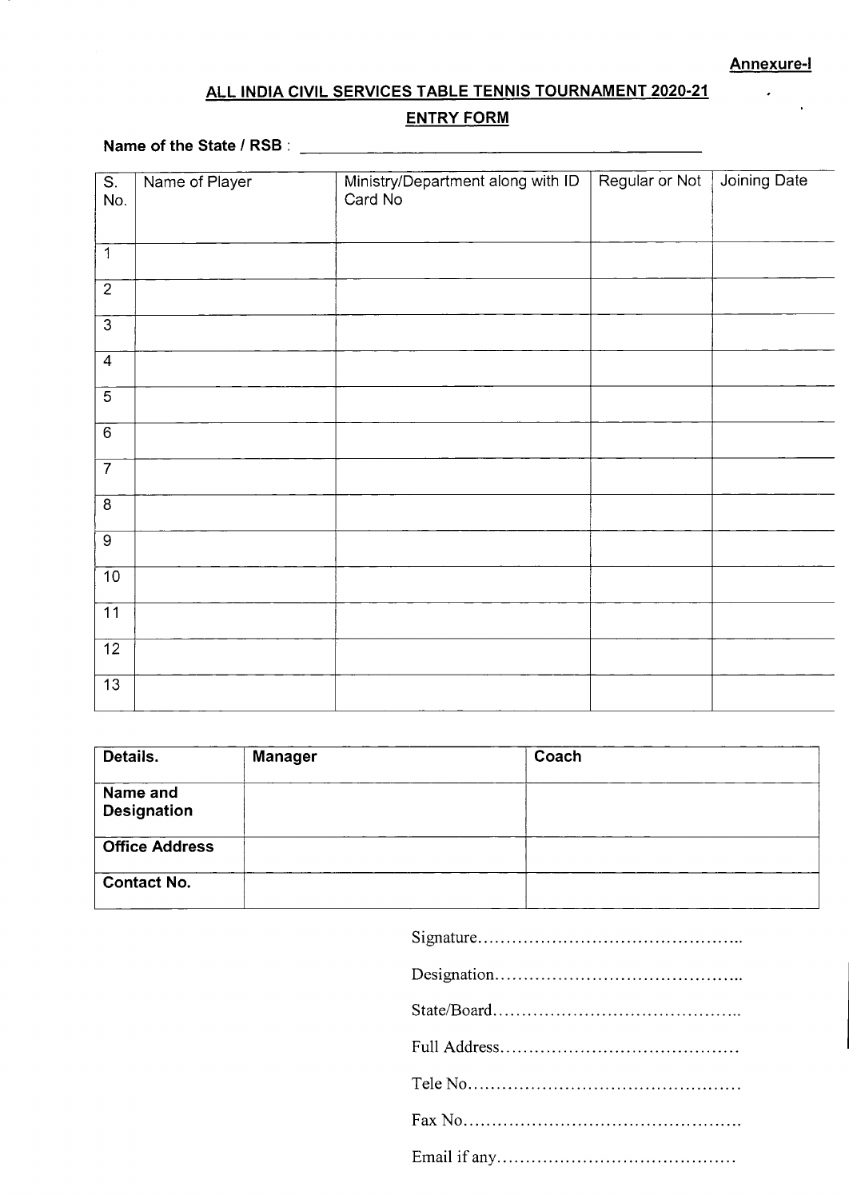**Annexure-I**

## ALL INDIA CIVIL SERVICES TABLE TENNIS TOURNAMENT 2020-21

### ENTRY FORM

**Name of the State / RSB :** ____________________________________________

| S. No. | Name of Player | Ministry/Department along with ID Card No | Regular or Not | Joining Date |
|---|---|---|---|---|
| 1 | | | | |
| 2 | | | | |
| 3 | | | | |
| 4 | | | | |
| 5 | | | | |
| 6 | | | | |
| 7 | | | | |
| 8 | | | | |
| 9 | | | | |
| 10 | | | | |
| 11 | | | | |
| 12 | | | | |
| 13 | | | | |

| **Details.** | **Manager** | **Coach** |
|---|---|---|
| **Name and Designation** | | |
| **Office Address** | | |
| **Contact No.** | | |

Signature..............................................

Designation...........................................

State/Board...........................................

Full Address.........................................

Tele No...............................................

Fax No................................................

Email if any.........................................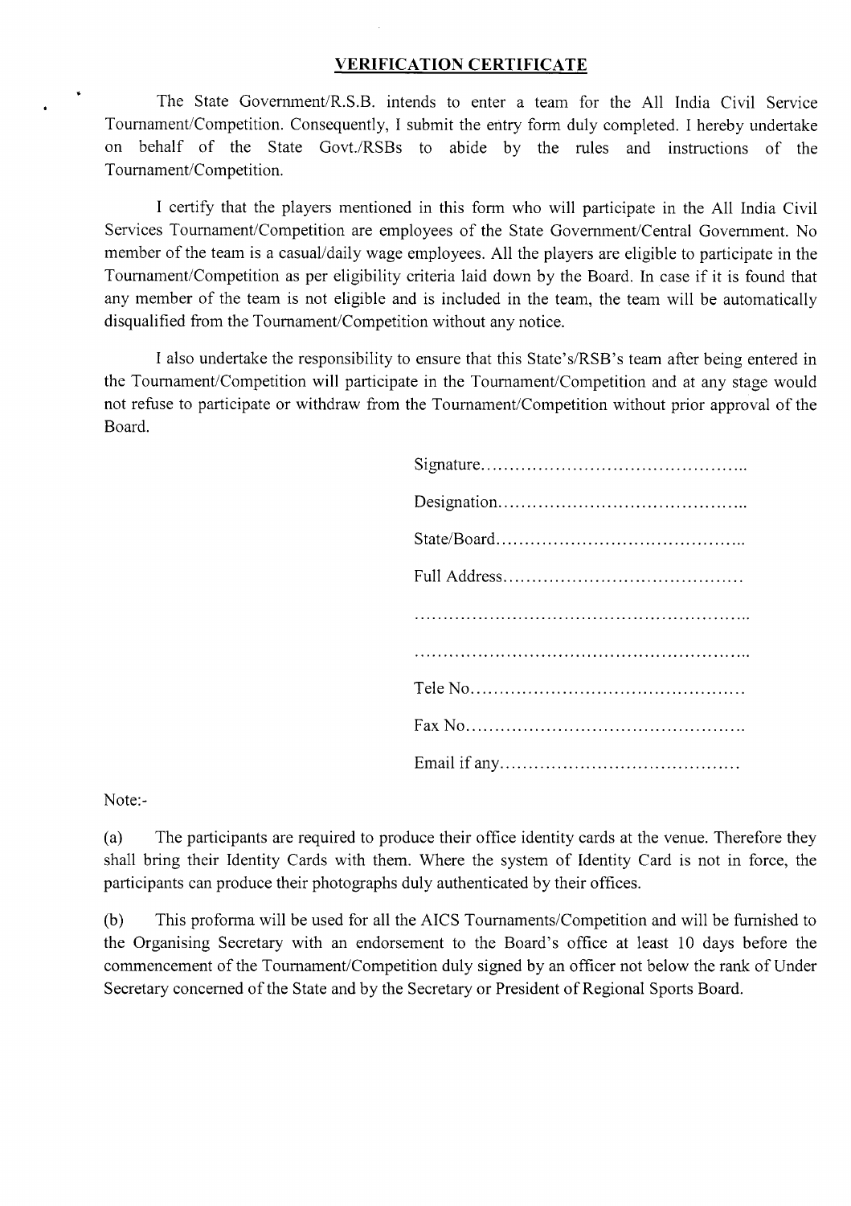## VERIFICATION CERTIFICATE

The State Government/R.S.B. intends to enter a team for the All India Civil Service Tournament/Competition. Consequently, I submit the entry form duly completed. I hereby undertake on behalf of the State Govt./RSBs to abide by the rules and instructions of the Tournament/Competition.

I certify that the players mentioned in this form who will participate in the All India Civil Services Tournament/Competition are employees of the State Government/Central Government. No member of the team is a casual/daily wage employees. All the players are eligible to participate in the Tournament/Competition as per eligibility criteria laid down by the Board. In case if it is found that any member of the team is not eligible and is included in the team, the team will be automatically disqualified from the Tournament/Competition without any notice.

I also undertake the responsibility to ensure that this State's/RSB's team after being entered in the Tournament/Competition will participate in the Tournament/Competition and at any stage would not refuse to participate or withdraw from the Tournament/Competition without prior approval of the Board.

Signature.............................................

Designation..........................................

State/Board..........................................

Full Address.........................................

........................................................

........................................................

Tele No...............................................

Fax No...............................................

Email if any.........................................

Note:-

(a) The participants are required to produce their office identity cards at the venue. Therefore they shall bring their Identity Cards with them. Where the system of Identity Card is not in force, the participants can produce their photographs duly authenticated by their offices.

(b) This proforma will be used for all the AICS Tournaments/Competition and will be furnished to the Organising Secretary with an endorsement to the Board's office at least 10 days before the commencement of the Tournament/Competition duly signed by an officer not below the rank of Under Secretary concerned of the State and by the Secretary or President of Regional Sports Board.